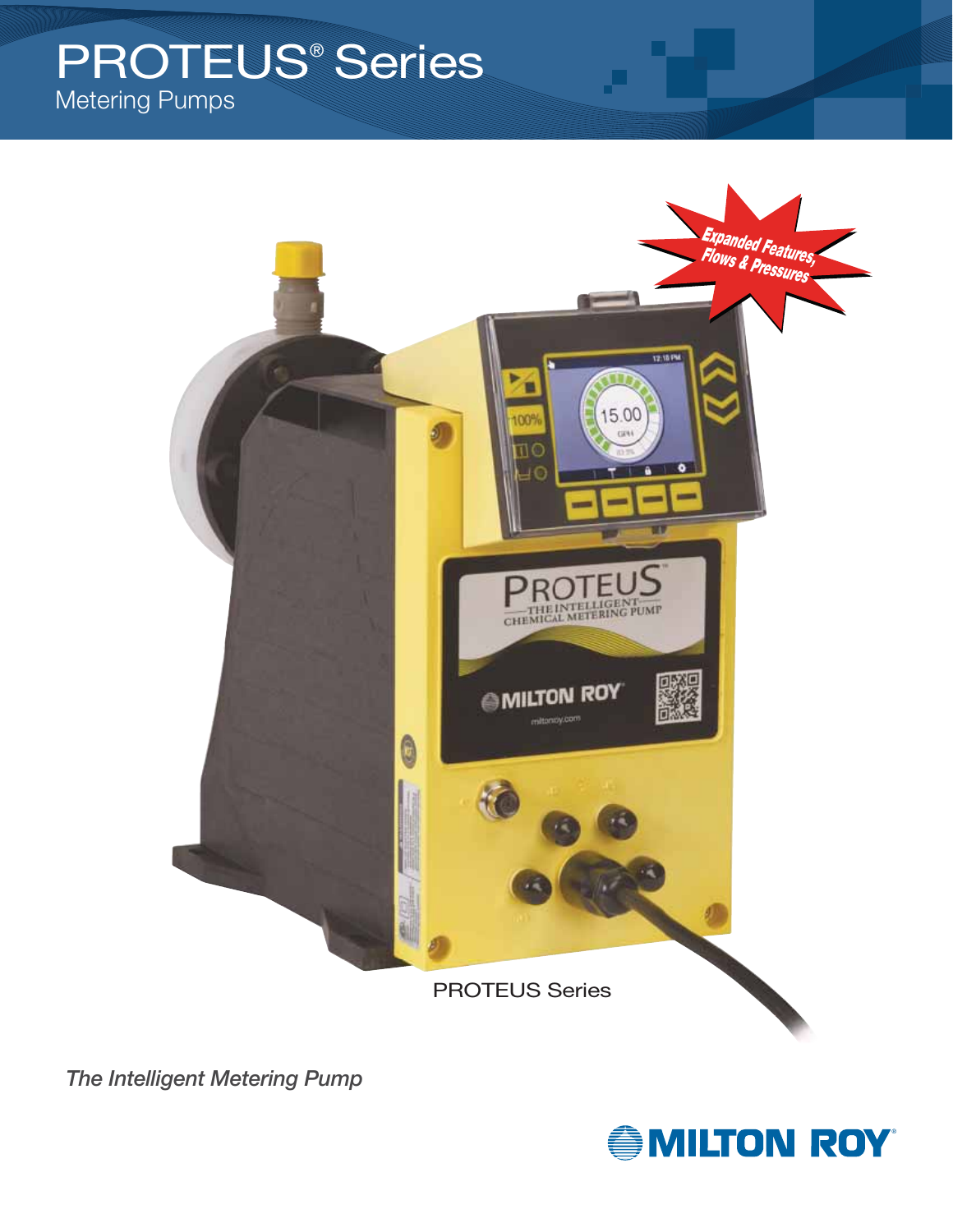# PROTEUS® Series

Metering Pumps

Expanded Features, Flows & Pressures

PROTEUS Series

*The Intelligent Metering Pump*

MILTON ROY®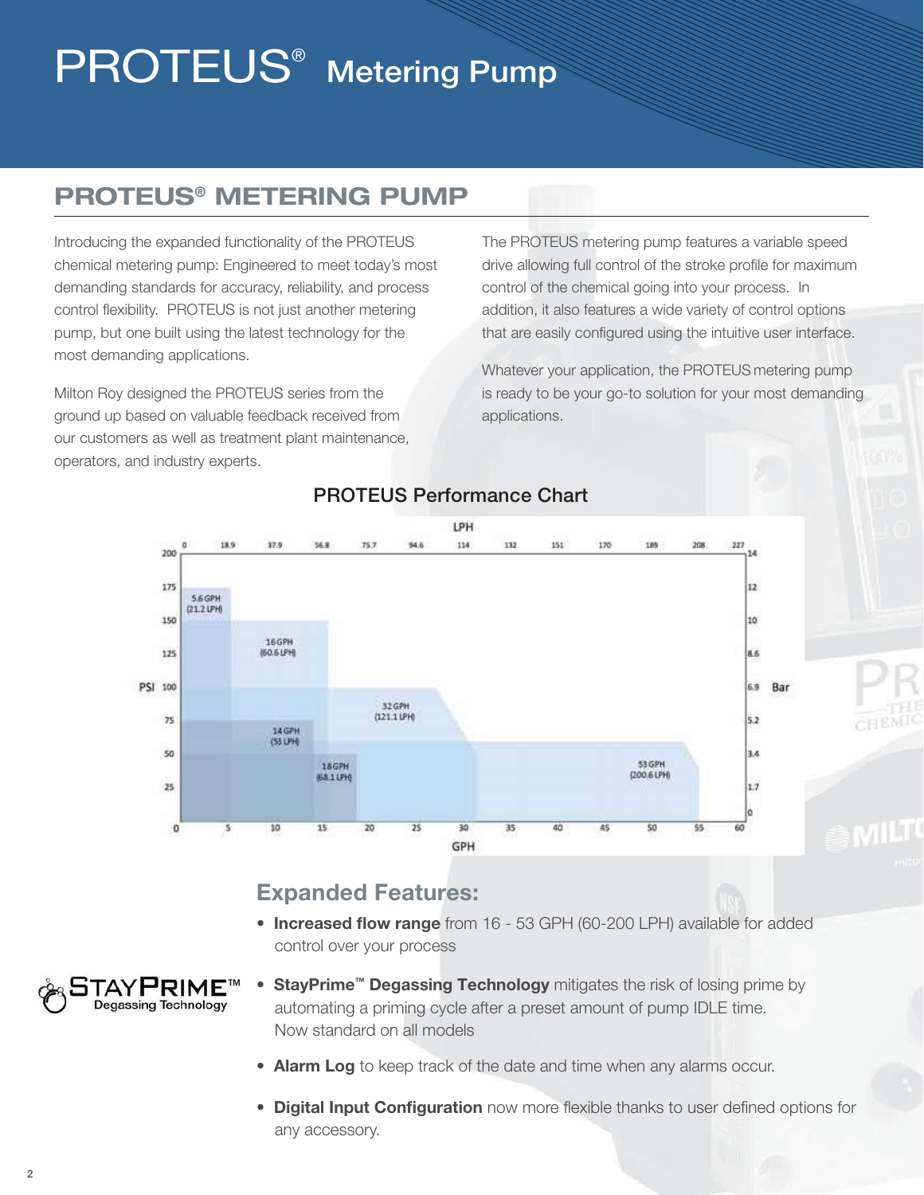# PROTEUS® Metering Pump

## PROTEUS® METERING PUMP

Introducing the expanded functionality of the PROTEUS chemical metering pump: Engineered to meet today's most demanding standards for accuracy, reliability, and process control flexibility. PROTEUS is not just another metering pump, but one built using the latest technology for the most demanding applications.

Milton Roy designed the PROTEUS series from the ground up based on valuable feedback received from our customers as well as treatment plant maintenance, operators, and industry experts.

The PROTEUS metering pump features a variable speed drive allowing full control of the stroke profile for maximum control of the chemical going into your process. In addition, it also features a wide variety of control options that are easily configured using the intuitive user interface.

Whatever your application, the PROTEUS metering pump is ready to be your go-to solution for your most demanding applications.

### PROTEUS Performance Chart

| Model | Max Pressure (PSI) | Max Pressure (Bar) |
|---|---|---|
| 5.6 GPH (21.2 LPH) | 200 | 14 |
| 16 GPH (60.6 LPH) | 150 | 10 |
| 14 GPH (53 LPH) | 150 | 10 |
| 18 GPH (68.1 LPH) | 100 | 6.9 |
| 32 GPH (121.1 LPH) | 100 | 6.9 |
| 53 GPH (200.6 LPH) | 50 | 3.4 |

## Expanded Features:

- **Increased flow range** from 16 - 53 GPH (60-200 LPH) available for added control over your process
- **StayPrime™ Degassing Technology** mitigates the risk of losing prime by automating a priming cycle after a preset amount of pump IDLE time. Now standard on all models
- **Alarm Log** to keep track of the date and time when any alarms occur.
- **Digital Input Configuration** now more flexible thanks to user defined options for any accessory.

STAYPRIME™ Degassing Technology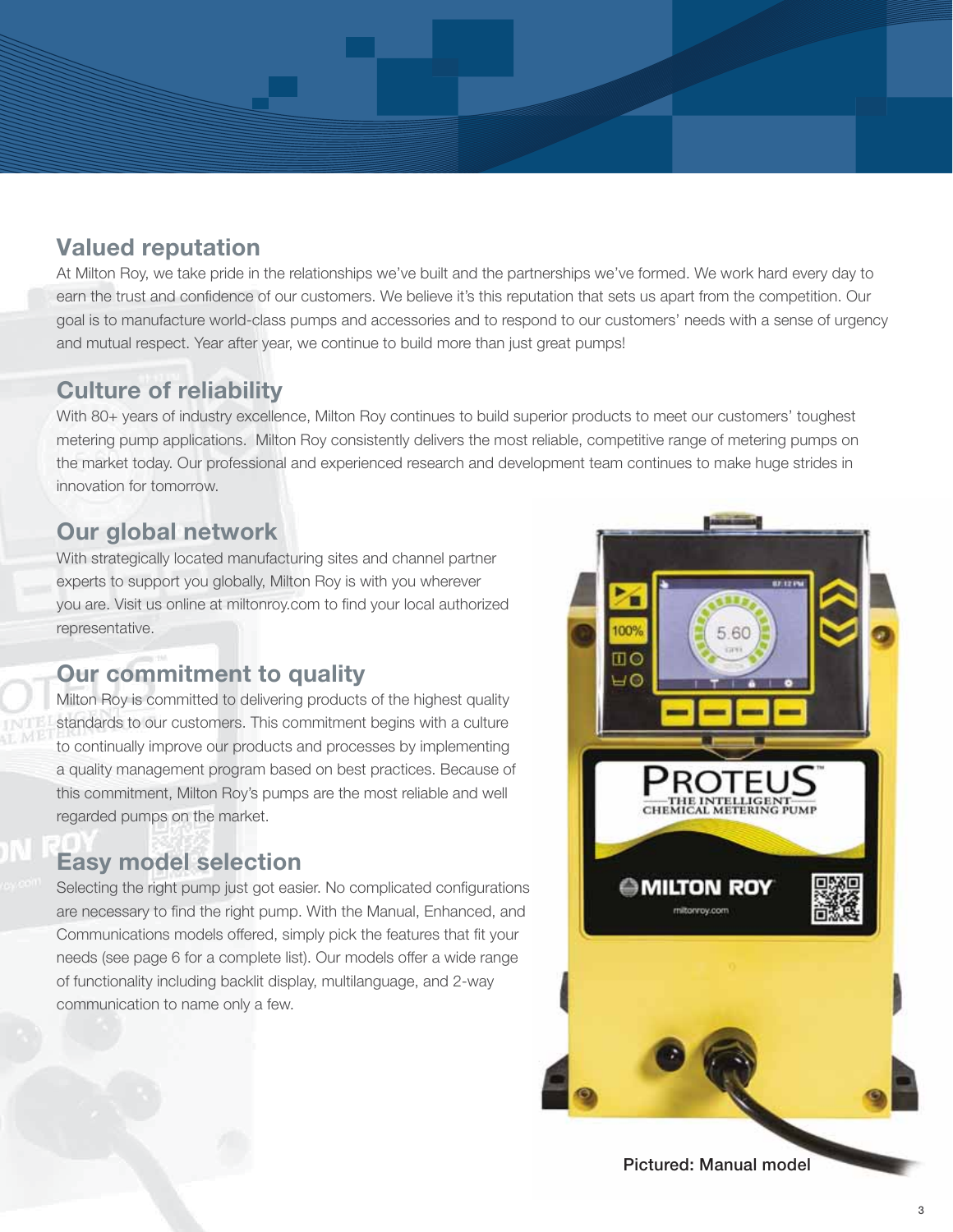## Valued reputation

At Milton Roy, we take pride in the relationships we've built and the partnerships we've formed. We work hard every day to earn the trust and confidence of our customers. We believe it's this reputation that sets us apart from the competition. Our goal is to manufacture world-class pumps and accessories and to respond to our customers' needs with a sense of urgency and mutual respect. Year after year, we continue to build more than just great pumps!

## Culture of reliability

With 80+ years of industry excellence, Milton Roy continues to build superior products to meet our customers' toughest metering pump applications. Milton Roy consistently delivers the most reliable, competitive range of metering pumps on the market today. Our professional and experienced research and development team continues to make huge strides in innovation for tomorrow.

## Our global network

With strategically located manufacturing sites and channel partner experts to support you globally, Milton Roy is with you wherever you are. Visit us online at miltonroy.com to find your local authorized representative.

## Our commitment to quality

Milton Roy is committed to delivering products of the highest quality standards to our customers. This commitment begins with a culture to continually improve our products and processes by implementing a quality management program based on best practices. Because of this commitment, Milton Roy's pumps are the most reliable and well regarded pumps on the market.

## Easy model selection

Selecting the right pump just got easier. No complicated configurations are necessary to find the right pump. With the Manual, Enhanced, and Communications models offered, simply pick the features that fit your needs (see page 6 for a complete list). Our models offer a wide range of functionality including backlit display, multilanguage, and 2-way communication to name only a few.

Pictured: Manual model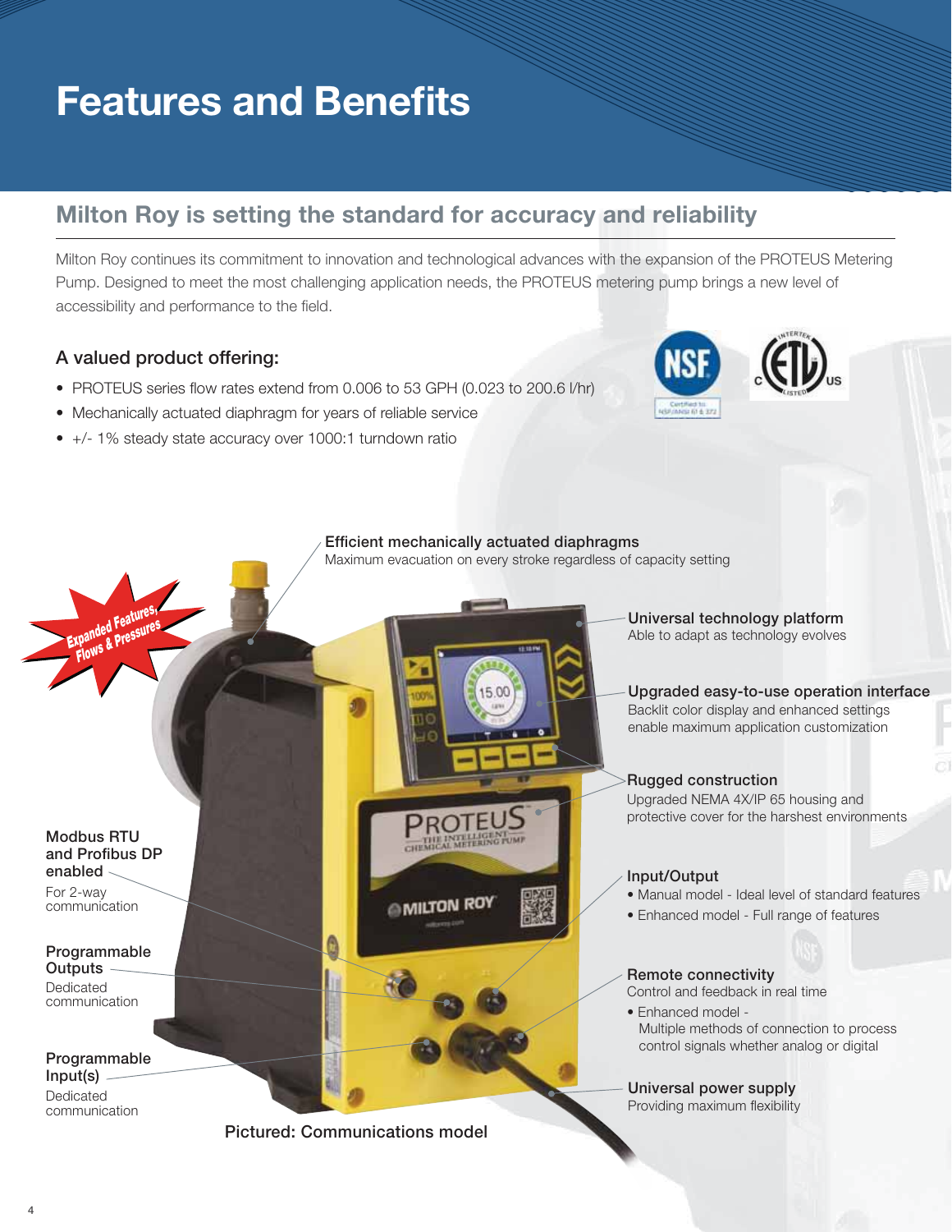# Features and Benefits

## Milton Roy is setting the standard for accuracy and reliability

Milton Roy continues its commitment to innovation and technological advances with the expansion of the PROTEUS Metering Pump. Designed to meet the most challenging application needs, the PROTEUS metering pump brings a new level of accessibility and performance to the field.

### A valued product offering:

- PROTEUS series flow rates extend from 0.006 to 53 GPH (0.023 to 200.6 l/hr)
- Mechanically actuated diaphragm for years of reliable service
- +/- 1% steady state accuracy over 1000:1 turndown ratio

**Expanded Features, Flows & Pressures**

**Efficient mechanically actuated diaphragms**
Maximum evacuation on every stroke regardless of capacity setting

**Universal technology platform**
Able to adapt as technology evolves

**Upgraded easy-to-use operation interface**
Backlit color display and enhanced settings enable maximum application customization

**Rugged construction**
Upgraded NEMA 4X/IP 65 housing and protective cover for the harshest environments

**Input/Output**
- Manual model - Ideal level of standard features
- Enhanced model - Full range of features

**Remote connectivity**
Control and feedback in real time
- Enhanced model - Multiple methods of connection to process control signals whether analog or digital

**Universal power supply**
Providing maximum flexibility

**Modbus RTU and Profibus DP enabled**
For 2-way communication

**Programmable Outputs**
Dedicated communication

**Programmable Input(s)**
Dedicated communication

Pictured: Communications model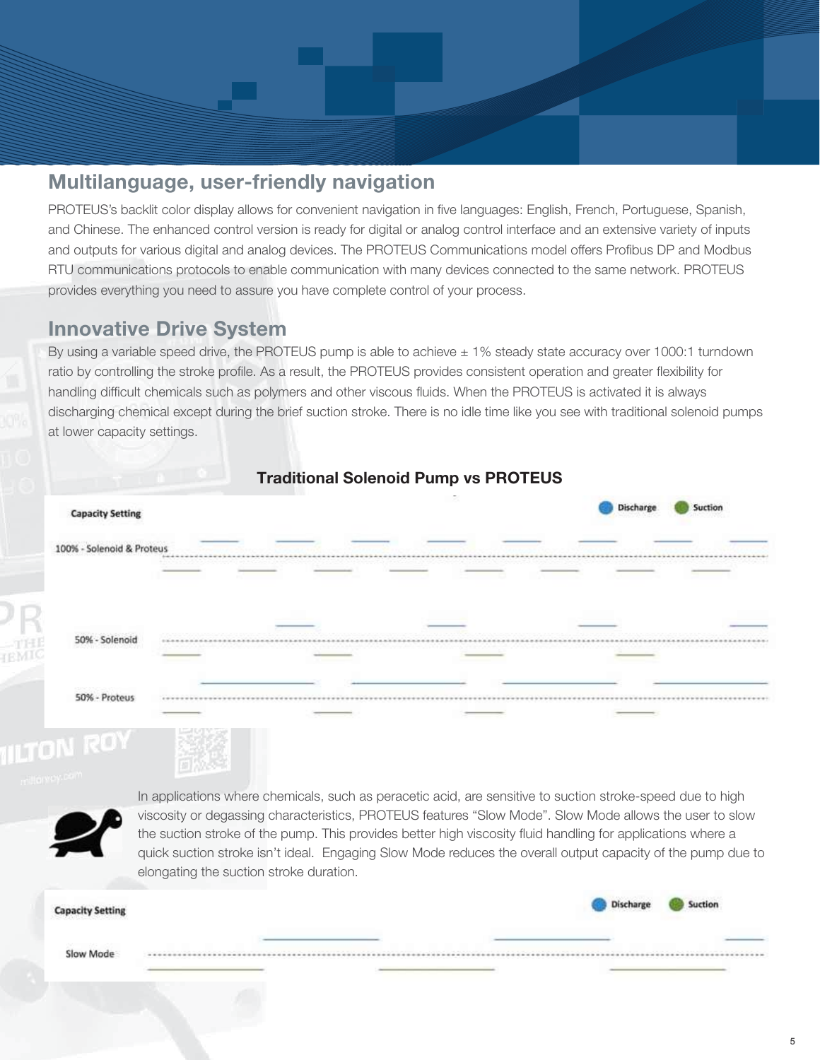## Multilanguage, user-friendly navigation

PROTEUS's backlit color display allows for convenient navigation in five languages: English, French, Portuguese, Spanish, and Chinese. The enhanced control version is ready for digital or analog control interface and an extensive variety of inputs and outputs for various digital and analog devices. The PROTEUS Communications model offers Profibus DP and Modbus RTU communications protocols to enable communication with many devices connected to the same network. PROTEUS provides everything you need to assure you have complete control of your process.

## Innovative Drive System

By using a variable speed drive, the PROTEUS pump is able to achieve ± 1% steady state accuracy over 1000:1 turndown ratio by controlling the stroke profile. As a result, the PROTEUS provides consistent operation and greater flexibility for handling difficult chemicals such as polymers and other viscous fluids. When the PROTEUS is activated it is always discharging chemical except during the brief suction stroke. There is no idle time like you see with traditional solenoid pumps at lower capacity settings.

**Traditional Solenoid Pump vs PROTEUS**

Capacity Setting — Discharge — Suction

100% - Solenoid & Proteus

50% - Solenoid

50% - Proteus

In applications where chemicals, such as peracetic acid, are sensitive to suction stroke-speed due to high viscosity or degassing characteristics, PROTEUS features "Slow Mode". Slow Mode allows the user to slow the suction stroke of the pump. This provides better high viscosity fluid handling for applications where a quick suction stroke isn't ideal. Engaging Slow Mode reduces the overall output capacity of the pump due to elongating the suction stroke duration.

Capacity Setting — Discharge — Suction

Slow Mode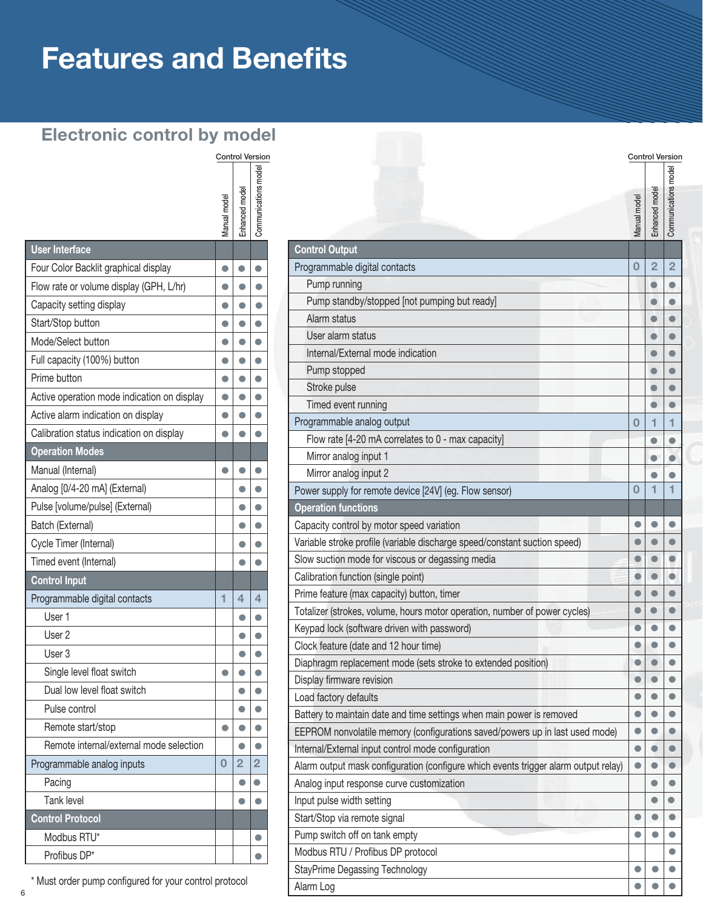# Features and Benefits

## Electronic control by model

| | Manual model | Enhanced model | Communications model |
|---|---|---|---|
| **User Interface** | | | |
| Four Color Backlit graphical display | ● | ● | ● |
| Flow rate or volume display (GPH, L/hr) | ● | ● | ● |
| Capacity setting display | ● | ● | ● |
| Start/Stop button | ● | ● | ● |
| Mode/Select button | ● | ● | ● |
| Full capacity (100%) button | ● | ● | ● |
| Prime button | ● | ● | ● |
| Active operation mode indication on display | ● | ● | ● |
| Active alarm indication on display | ● | ● | ● |
| Calibration status indication on display | ● | ● | ● |
| **Operation Modes** | | | |
| Manual (Internal) | ● | ● | ● |
| Analog [0/4-20 mA] (External) | | ● | ● |
| Pulse [volume/pulse] (External) | | ● | ● |
| Batch (External) | | ● | ● |
| Cycle Timer (Internal) | | ● | ● |
| Timed event (Internal) | | ● | ● |
| **Control Input** | | | |
| Programmable digital contacts | 1 | 4 | 4 |
| User 1 | | ● | ● |
| User 2 | | ● | ● |
| User 3 | | ● | ● |
| Single level float switch | ● | ● | ● |
| Dual low level float switch | | ● | ● |
| Pulse control | | ● | ● |
| Remote start/stop | ● | ● | ● |
| Remote internal/external mode selection | | ● | ● |
| Programmable analog inputs | 0 | 2 | 2 |
| Pacing | | ● | ● |
| Tank level | | ● | ● |
| **Control Protocol** | | | |
| Modbus RTU* | | | ● |
| Profibus DP* | | | ● |

\* Must order pump configured for your control protocol

| | Manual model | Enhanced model | Communications model |
|---|---|---|---|
| **Control Output** | | | |
| Programmable digital contacts | 0 | 2 | 2 |
| Pump running | | ● | ● |
| Pump standby/stopped [not pumping but ready] | | ● | ● |
| Alarm status | | ● | ● |
| User alarm status | | ● | ● |
| Internal/External mode indication | | ● | ● |
| Pump stopped | | ● | ● |
| Stroke pulse | | ● | ● |
| Timed event running | | ● | ● |
| Programmable analog output | 0 | 1 | 1 |
| Flow rate [4-20 mA correlates to 0 - max capacity] | | ● | ● |
| Mirror analog input 1 | | ● | ● |
| Mirror analog input 2 | | ● | ● |
| Power supply for remote device [24V] (eg. Flow sensor) | 0 | 1 | 1 |
| **Operation functions** | | | |
| Capacity control by motor speed variation | ● | ● | ● |
| Variable stroke profile (variable discharge speed/constant suction speed) | ● | ● | ● |
| Slow suction mode for viscous or degassing media | ● | ● | ● |
| Calibration function (single point) | ● | ● | ● |
| Prime feature (max capacity) button, timer | ● | ● | ● |
| Totalizer (strokes, volume, hours motor operation, number of power cycles) | ● | ● | ● |
| Keypad lock (software driven with password) | ● | ● | ● |
| Clock feature (date and 12 hour time) | ● | ● | ● |
| Diaphragm replacement mode (sets stroke to extended position) | ● | ● | ● |
| Display firmware revision | ● | ● | ● |
| Load factory defaults | ● | ● | ● |
| Battery to maintain date and time settings when main power is removed | ● | ● | ● |
| EEPROM nonvolatile memory (configurations saved/powers up in last used mode) | ● | ● | ● |
| Internal/External input control mode configuration | ● | ● | ● |
| Alarm output mask configuration (configure which events trigger alarm output relay) | ● | ● | ● |
| Analog input response curve customization | | ● | ● |
| Input pulse width setting | | ● | ● |
| Start/Stop via remote signal | ● | ● | ● |
| Pump switch off on tank empty | ● | ● | ● |
| Modbus RTU / Profibus DP protocol | | | ● |
| StayPrime Degassing Technology | ● | ● | ● |
| Alarm Log | ● | ● | ● |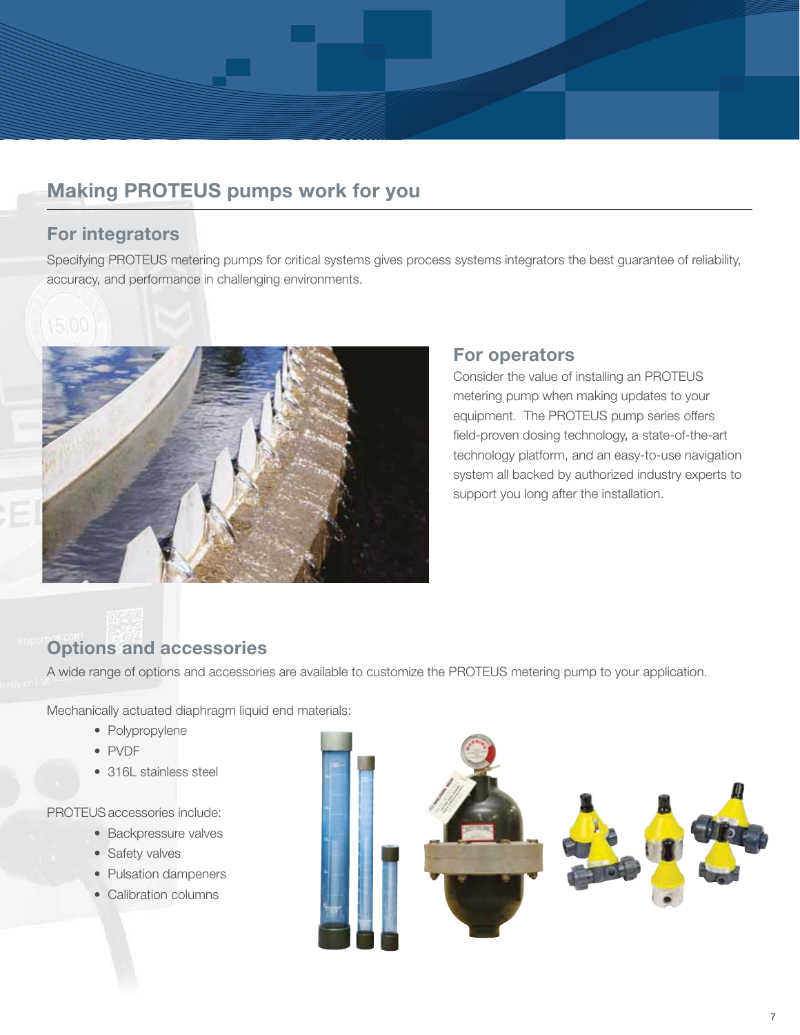## Making PROTEUS pumps work for you

### For integrators

Specifying PROTEUS metering pumps for critical systems gives process systems integrators the best guarantee of reliability, accuracy, and performance in challenging environments.

### For operators

Consider the value of installing an PROTEUS metering pump when making updates to your equipment. The PROTEUS pump series offers field-proven dosing technology, a state-of-the-art technology platform, and an easy-to-use navigation system all backed by authorized industry experts to support you long after the installation.

### Options and accessories

A wide range of options and accessories are available to customize the PROTEUS metering pump to your application.

Mechanically actuated diaphragm liquid end materials:

- Polypropylene
- PVDF
- 316L stainless steel

PROTEUS accessories include:

- Backpressure valves
- Safety valves
- Pulsation dampeners
- Calibration columns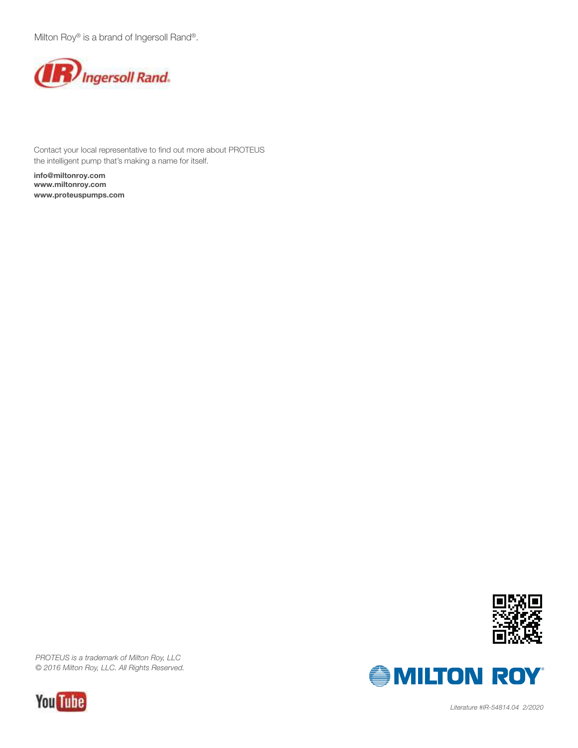Milton Roy® is a brand of Ingersoll Rand®.

Contact your local representative to find out more about PROTEUS the intelligent pump that's making a name for itself.

**info@miltonroy.com**
**www.miltonroy.com**
**www.proteuspumps.com**

*PROTEUS is a trademark of Milton Roy, LLC*
*© 2016 Milton Roy, LLC. All Rights Reserved.*

*Literature #IR-54814.04 2/2020*